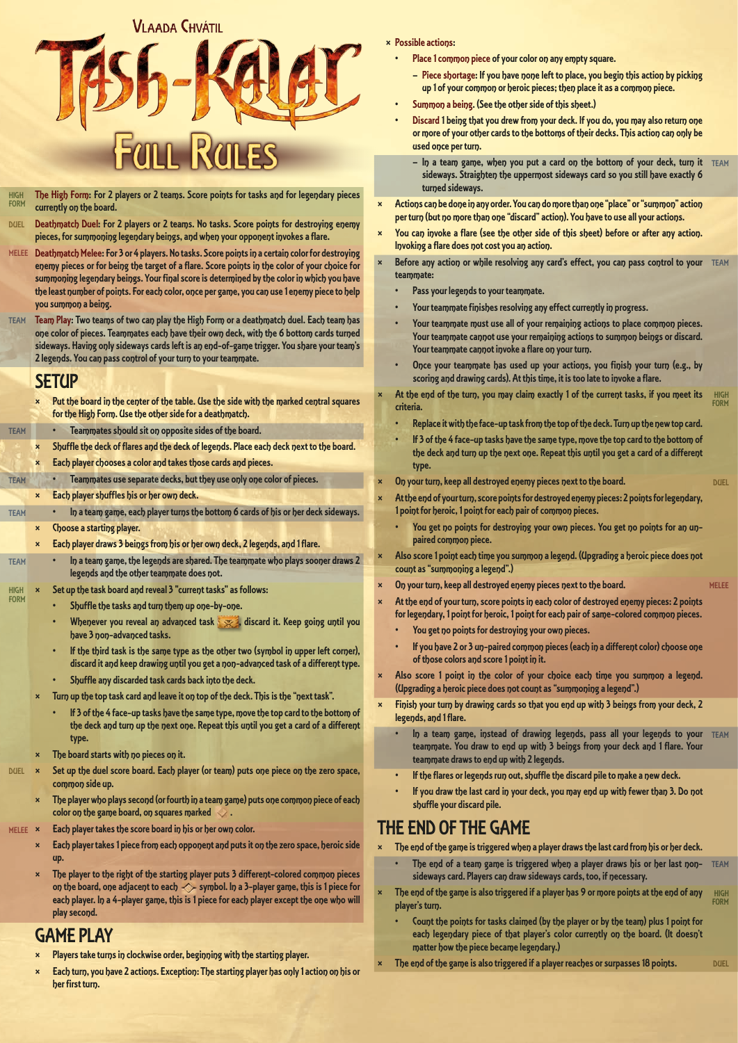Vlaada Chvátil

# Tash-Kalar

# Full Rules

HIGH FORM **The High Form:** For 2 players or 2 teams. Score points for tasks and for legendary pieces currently on the board.

DUEL **Deathmatch Duel:** For 2 players or 2 teams. No tasks. Score points for destroying enemy pieces, for summoning legendary beings, and when your opponent invokes a flare.

MELEE **Deathmatch Melee:** For 3 or 4 players. No tasks. Score points in a certain color for destroying enemy pieces or for being the target of a flare. Score points in the color of your choice for summoning legendary beings. Your final score is determined by the color in which you have the least number of points. For each color, once per game, you can use 1 enemy piece to help you summon a being.

TEAM **Team Play:** Two teams of two can play the High Form or a deathmatch duel. Each team has one color of pieces. Teammates each have their own deck, with the 6 bottom cards turned sideways. Having only sideways cards left is an end-of-game trigger. You share your team's 2 legends. You can pass control of your turn to your teammate.

## SETUP

- Put the board in the center of the table. Use the side with the marked central squares for the High Form. Use the other side for a deathmatch.
  - TEAM Teammates should sit on opposite sides of the board.
- Shuffle the deck of flares and the deck of legends. Place each deck next to the board.
- Each player chooses a color and takes those cards and pieces.
  - TEAM Teammates use separate decks, but they use only one color of pieces.
- Each player shuffles his or her own deck.
  - TEAM In a team game, each player turns the bottom 6 cards of his or her deck sideways.
- Choose a starting player.
- Each player draws 3 beings from his or her own deck, 2 legends, and 1 flare.
  - TEAM In a team game, the legends are shared. The teammate who plays sooner draws 2 legends and the other teammate does not.

HIGH FORM

- Set up the task board and reveal 3 "current tasks" as follows:
  - Shuffle the tasks and turn them up one-by-one.
  - Whenever you reveal an advanced task, discard it. Keep going until you have 3 non-advanced tasks.
  - If the third task is the same type as the other two (symbol in upper left corner), discard it and keep drawing until you get a non-advanced task of a different type.
  - Shuffle any discarded task cards back into the deck.
- Turn up the top task card and leave it on top of the deck. This is the "next task".
  - If 3 of the 4 face-up tasks have the same type, move the top card to the bottom of the deck and turn up the next one. Repeat this until you get a card of a different type.
- The board starts with no pieces on it.

DUEL

- Set up the duel score board. Each player (or team) puts one piece on the zero space, common side up.
- The player who plays second (or fourth in a team game) puts one common piece of each color on the game board, on squares marked.

MELEE

- Each player takes the score board in his or her own color.
- Each player takes 1 piece from each opponent and puts it on the zero space, heroic side up.
- The player to the right of the starting player puts 3 different-colored common pieces on the board, one adjacent to each symbol. In a 3-player game, this is 1 piece for each player. In a 4-player game, this is 1 piece for each player except the one who will play second.

## GAME PLAY

- Players take turns in clockwise order, beginning with the starting player.
- Each turn, you have 2 actions. Exception: The starting player has only 1 action on his or her first turn.
- Possible actions:
  - Place 1 common piece of your color on any empty square.
    - Piece shortage: If you have none left to place, you begin this action by picking up 1 of your common or heroic pieces; then place it as a common piece.
  - Summon a being. (See the other side of this sheet.)
  - Discard 1 being that you drew from your deck. If you do, you may also return one or more of your other cards to the bottoms of their decks. This action can only be used once per turn.
    - TEAM In a team game, when you put a card on the bottom of your deck, turn it sideways. Straighten the uppermost sideways card so you still have exactly 6 turned sideways.
- Actions can be done in any order. You can do more than one "place" or "summon" action per turn (but no more than one "discard" action). You have to use all your actions.
- You can invoke a flare (see the other side of this sheet) before or after any action. Invoking a flare does not cost you an action.
- TEAM Before any action or while resolving any card's effect, you can pass control to your teammate:
  - Pass your legends to your teammate.
  - Your teammate finishes resolving any effect currently in progress.
  - Your teammate must use all of your remaining actions to place common pieces. Your teammate cannot use your remaining actions to summon beings or discard. Your teammate cannot invoke a flare on your turn.
  - Once your teammate has used up your actions, you finish your turn (e.g., by scoring and drawing cards). At this time, it is too late to invoke a flare.
- HIGH FORM At the end of the turn, you may claim exactly 1 of the current tasks, if you meet its criteria.
  - Replace it with the face-up task from the top of the deck. Turn up the new top card.
  - If 3 of the 4 face-up tasks have the same type, move the top card to the bottom of the deck and turn up the next one. Repeat this until you get a card of a different type.
- DUEL On your turn, keep all destroyed enemy pieces next to the board.
- At the end of your turn, score points for destroyed enemy pieces: 2 points for legendary, 1 point for heroic, 1 point for each pair of common pieces.
  - You get no points for destroying your own pieces. You get no points for an unpaired common piece.
- Also score 1 point each time you summon a legend. (Upgrading a heroic piece does not count as "summoning a legend".)
- MELEE On your turn, keep all destroyed enemy pieces next to the board.
- At the end of your turn, score points in each color of destroyed enemy pieces: 2 points for legendary, 1 point for heroic, 1 point for each pair of same-colored common pieces.
  - You get no points for destroying your own pieces.
  - If you have 2 or 3 un-paired common pieces (each in a different color) choose one of those colors and score 1 point in it.
- Also score 1 point in the color of your choice each time you summon a legend. (Upgrading a heroic piece does not count as "summoning a legend".)
- Finish your turn by drawing cards so that you end up with 3 beings from your deck, 2 legends, and 1 flare.
  - TEAM In a team game, instead of drawing legends, pass all your legends to your teammate. You draw to end up with 3 beings from your deck and 1 flare. Your teammate draws to end up with 2 legends.
  - If the flares or legends run out, shuffle the discard pile to make a new deck.
  - If you draw the last card in your deck, you may end up with fewer than 3. Do not shuffle your discard pile.

## THE END OF THE GAME

- The end of the game is triggered when a player draws the last card from his or her deck.
  - TEAM The end of a team game is triggered when a player draws his or her last non-sideways card. Players can draw sideways cards, too, if necessary.
- HIGH FORM The end of the game is also triggered if a player has 9 or more points at the end of any player's turn.
  - Count the points for tasks claimed (by the player or by the team) plus 1 point for each legendary piece of that player's color currently on the board. (It doesn't matter how the piece became legendary.)
- DUEL The end of the game is also triggered if a player reaches or surpasses 18 points.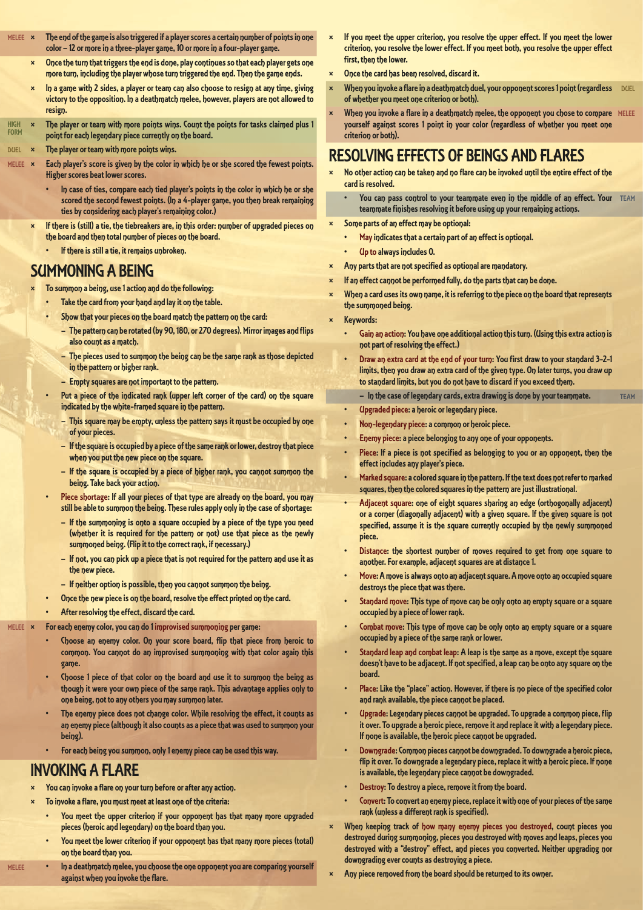- MELEE × The end of the game is also triggered if a player scores a certain number of points in one color – 12 or more in a three-player game, 10 or more in a four-player game.
- × Once the turn that triggers the end is done, play continues so that each player gets one more turn, including the player whose turn triggered the end. Then the game ends.
- × In a game with 2 sides, a player or team can also choose to resign at any time, giving victory to the opposition. In a deathmatch melee, however, players are not allowed to resign.
- HIGH FORM × The player or team with more points wins. Count the points for tasks claimed plus 1 point for each legendary piece currently on the board.
- DUEL × The player or team with more points wins.
- MELEE × Each player's score is given by the color in which he or she scored the fewest points. Higher scores beat lower scores.
  - In case of ties, compare each tied player's points in the color in which he or she scored the second fewest points. (In a 4-player game, you then break remaining ties by considering each player's remaining color.)
- × If there is (still) a tie, the tiebreakers are, in this order: number of upgraded pieces on the board and then total number of pieces on the board.
  - If there is still a tie, it remains unbroken.

## SUMMONING A BEING

- × To summon a being, use 1 action and do the following:
  - Take the card from your hand and lay it on the table.
  - Show that your pieces on the board match the pattern on the card:
    - – The pattern can be rotated (by 90, 180, or 270 degrees). Mirror images and flips also count as a match.
    - – The pieces used to summon the being can be the same rank as those depicted in the pattern or higher rank.
    - – Empty squares are not important to the pattern.
  - Put a piece of the indicated rank (upper left corner of the card) on the square indicated by the white-framed square in the pattern.
    - – This square may be empty, unless the pattern says it must be occupied by one of your pieces.
    - – If the square is occupied by a piece of the same rank or lower, destroy that piece when you put the new piece on the square.
    - – If the square is occupied by a piece of higher rank, you cannot summon the being. Take back your action.
  - Piece shortage: If all your pieces of that type are already on the board, you may still be able to summon the being. These rules apply only in the case of shortage:
    - – If the summoning is onto a square occupied by a piece of the type you need (whether it is required for the pattern or not) use that piece as the newly summoned being. (Flip it to the correct rank, if necessary.)
    - – If not, you can pick up a piece that is not required for the pattern and use it as the new piece.
    - – If neither option is possible, then you cannot summon the being.
  - Once the new piece is on the board, resolve the effect printed on the card.
  - After resolving the effect, discard the card.
- MELEE × For each enemy color, you can do 1 improvised summoning per game:
  - Choose an enemy color. On your score board, flip that piece from heroic to common. You cannot do an improvised summoning with that color again this game.
  - Choose 1 piece of that color on the board and use it to summon the being as though it were your own piece of the same rank. This advantage applies only to one being, not to any others you may summon later.
  - The enemy piece does not change color. While resolving the effect, it counts as an enemy piece (although it also counts as a piece that was used to summon your being).
  - For each being you summon, only 1 enemy piece can be used this way.

## INVOKING A FLARE

- × You can invoke a flare on your turn before or after any action.
- × To invoke a flare, you must meet at least one of the criteria:
  - You meet the upper criterion if your opponent has that many more upgraded pieces (heroic and legendary) on the board than you.
  - You meet the lower criterion if your opponent has that many more pieces (total) on the board than you.
  - MELEE In a deathmatch melee, you choose the one opponent you are comparing yourself against when you invoke the flare.
- × If you meet the upper criterion, you resolve the upper effect. If you meet the lower criterion, you resolve the lower effect. If you meet both, you resolve the upper effect first, then the lower.
- × Once the card has been resolved, discard it.
- × When you invoke a flare in a deathmatch duel, your opponent scores 1 point (regardless of whether you meet one criterion or both). DUEL
- × When you invoke a flare in a deathmatch melee, the opponent you chose to compare yourself against scores 1 point in your color (regardless of whether you meet one criterion or both). MELEE

## RESOLVING EFFECTS OF BEINGS AND FLARES

- × No other action can be taken and no flare can be invoked until the entire effect of the card is resolved.
  - You can pass control to your teammate even in the middle of an effect. Your teammate finishes resolving it before using up your remaining actions. TEAM
- × Some parts of an effect may be optional:
  - May indicates that a certain part of an effect is optional.
  - Up to always includes 0.
- × Any parts that are not specified as optional are mandatory.
- × If an effect cannot be performed fully, do the parts that can be done.
- × When a card uses its own name, it is referring to the piece on the board that represents the summoned being.
- × Keywords:
  - Gain an action: You have one additional action this turn. (Using this extra action is not part of resolving the effect.)
  - Draw an extra card at the end of your turn: You first draw to your standard 3-2-1 limits, then you draw an extra card of the given type. On later turns, you draw up to standard limits, but you do not have to discard if you exceed them.
    - – In the case of legendary cards, extra drawing is done by your teammate. TEAM
  - Upgraded piece: a heroic or legendary piece.
  - Non-legendary piece: a common or heroic piece.
  - Enemy piece: a piece belonging to any one of your opponents.
  - Piece: If a piece is not specified as belonging to you or an opponent, then the effect includes any player's piece.
  - Marked square: a colored square in the pattern. If the text does not refer to marked squares, then the colored squares in the pattern are just illustrational.
  - Adjacent square: one of eight squares sharing an edge (orthogonally adjacent) or a corner (diagonally adjacent) with a given square. If the given square is not specified, assume it is the square currently occupied by the newly summoned piece.
  - Distance: the shortest number of moves required to get from one square to another. For example, adjacent squares are at distance 1.
  - Move: A move is always onto an adjacent square. A move onto an occupied square destroys the piece that was there.
  - Standard move: This type of move can be only onto an empty square or a square occupied by a piece of lower rank.
  - Combat move: This type of move can be only onto an empty square or a square occupied by a piece of the same rank or lower.
  - Standard leap and combat leap: A leap is the same as a move, except the square doesn't have to be adjacent. If not specified, a leap can be onto any square on the board.
  - Place: Like the "place" action. However, if there is no piece of the specified color and rank available, the piece cannot be placed.
  - Upgrade: Legendary pieces cannot be upgraded. To upgrade a common piece, flip it over. To upgrade a heroic piece, remove it and replace it with a legendary piece. If none is available, the heroic piece cannot be upgraded.
  - Downgrade: Common pieces cannot be downgraded. To downgrade a heroic piece, flip it over. To downgrade a legendary piece, replace it with a heroic piece. If none is available, the legendary piece cannot be downgraded.
  - Destroy: To destroy a piece, remove it from the board.
  - Convert: To convert an enemy piece, replace it with one of your pieces of the same rank (unless a different rank is specified).
- × When keeping track of how many enemy pieces you destroyed, count pieces you destroyed during summoning, pieces you destroyed with moves and leaps, pieces you destroyed with a "destroy" effect, and pieces you converted. Neither upgrading nor downgrading ever counts as destroying a piece.
- × Any piece removed from the board should be returned to its owner.